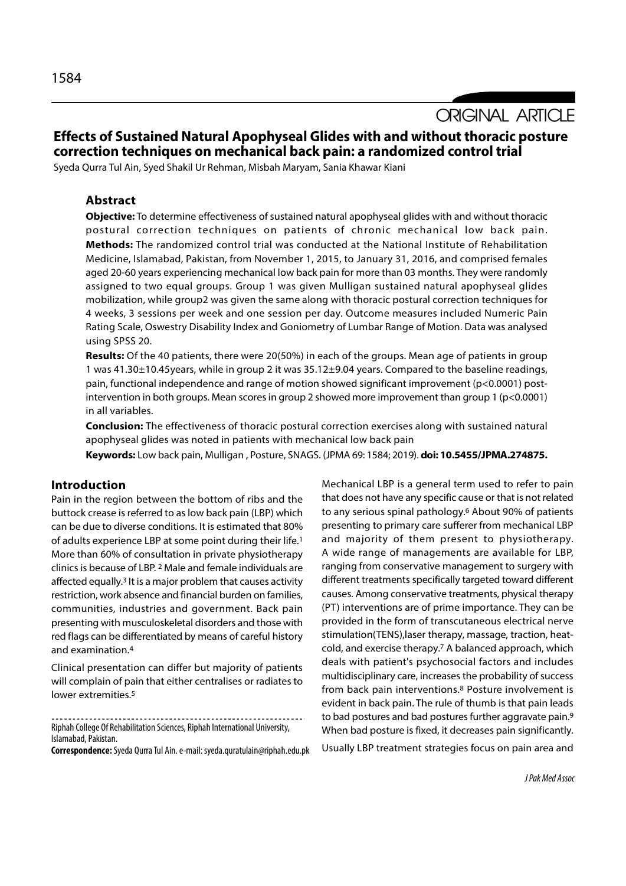ORIGINAL ARTICLE

# Effects of Sustained Natural Apophyseal Glides with and without thoracic posture correction techniques on mechanical back pain: a randomized control trial

Syeda Qurra Tul Ain, Syed Shakil Ur Rehman, Misbah Maryam, Sania Khawar Kiani

## Abstract

**Objective:** To determine effectiveness of sustained natural apophyseal glides with and without thoracic postural correction techniques on patients of chronic mechanical low back pain.

**Methods:** The randomized control trial was conducted at the National Institute of Rehabilitation Medicine, Islamabad, Pakistan, from November 1, 2015, to January 31, 2016, and comprised females aged 20-60 years experiencing mechanical low back pain for more than 03 months. They were randomly assigned to two equal groups. Group 1 was given Mulligan sustained natural apophyseal glides mobilization, while group2 was given the same along with thoracic postural correction techniques for 4 weeks, 3 sessions per week and one session per day. Outcome measures included Numeric Pain Rating Scale, Oswestry Disability Index and Goniometry of Lumbar Range of Motion. Data was analysed using SPSS 20.

**Results:** Of the 40 patients, there were 20(50%) in each of the groups. Mean age of patients in group 1 was 41.30±10.45years, while in group 2 it was 35.12±9.04 years. Compared to the baseline readings, pain, functional independence and range of motion showed significant improvement ($p<0.0001$) post-intervention in both groups. Mean scores in group 2 showed more improvement than group 1 ($p<0.0001$) in all variables.

**Conclusion:** The effectiveness of thoracic postural correction exercises along with sustained natural apophyseal glides was noted in patients with mechanical low back pain

**Keywords:** Low back pain, Mulligan , Posture, SNAGS. (JPMA 69: 1584; 2019). **doi: 10.5455/JPMA.274875.**

## Introduction

Pain in the region between the bottom of ribs and the buttock crease is referred to as low back pain (LBP) which can be due to diverse conditions. It is estimated that 80% of adults experience LBP at some point during their life.[1] More than 60% of consultation in private physiotherapy clinics is because of LBP. [2] Male and female individuals are affected equally.[3] It is a major problem that causes activity restriction, work absence and financial burden on families, communities, industries and government. Back pain presenting with musculoskeletal disorders and those with red flags can be differentiated by means of careful history and examination.[4]

Clinical presentation can differ but majority of patients will complain of pain that either centralises or radiates to lower extremities.[5]

Mechanical LBP is a general term used to refer to pain that does not have any specific cause or that is not related to any serious spinal pathology.[6] About 90% of patients presenting to primary care sufferer from mechanical LBP and majority of them present to physiotherapy. A wide range of managements are available for LBP, ranging from conservative management to surgery with different treatments specifically targeted toward different causes. Among conservative treatments, physical therapy (PT) interventions are of prime importance. They can be provided in the form of transcutaneous electrical nerve stimulation(TENS),laser therapy, massage, traction, heat-cold, and exercise therapy.[7] A balanced approach, which deals with patient's psychosocial factors and includes multidisciplinary care, increases the probability of success from back pain interventions.[8] Posture involvement is evident in back pain. The rule of thumb is that pain leads to bad postures and bad postures further aggravate pain.[9] When bad posture is fixed, it decreases pain significantly.

Usually LBP treatment strategies focus on pain area and

Riphah College Of Rehabilitation Sciences, Riphah International University, Islamabad, Pakistan.

**Correspondence:** Syeda Qurra Tul Ain. e-mail: syeda.quratulain@riphah.edu.pk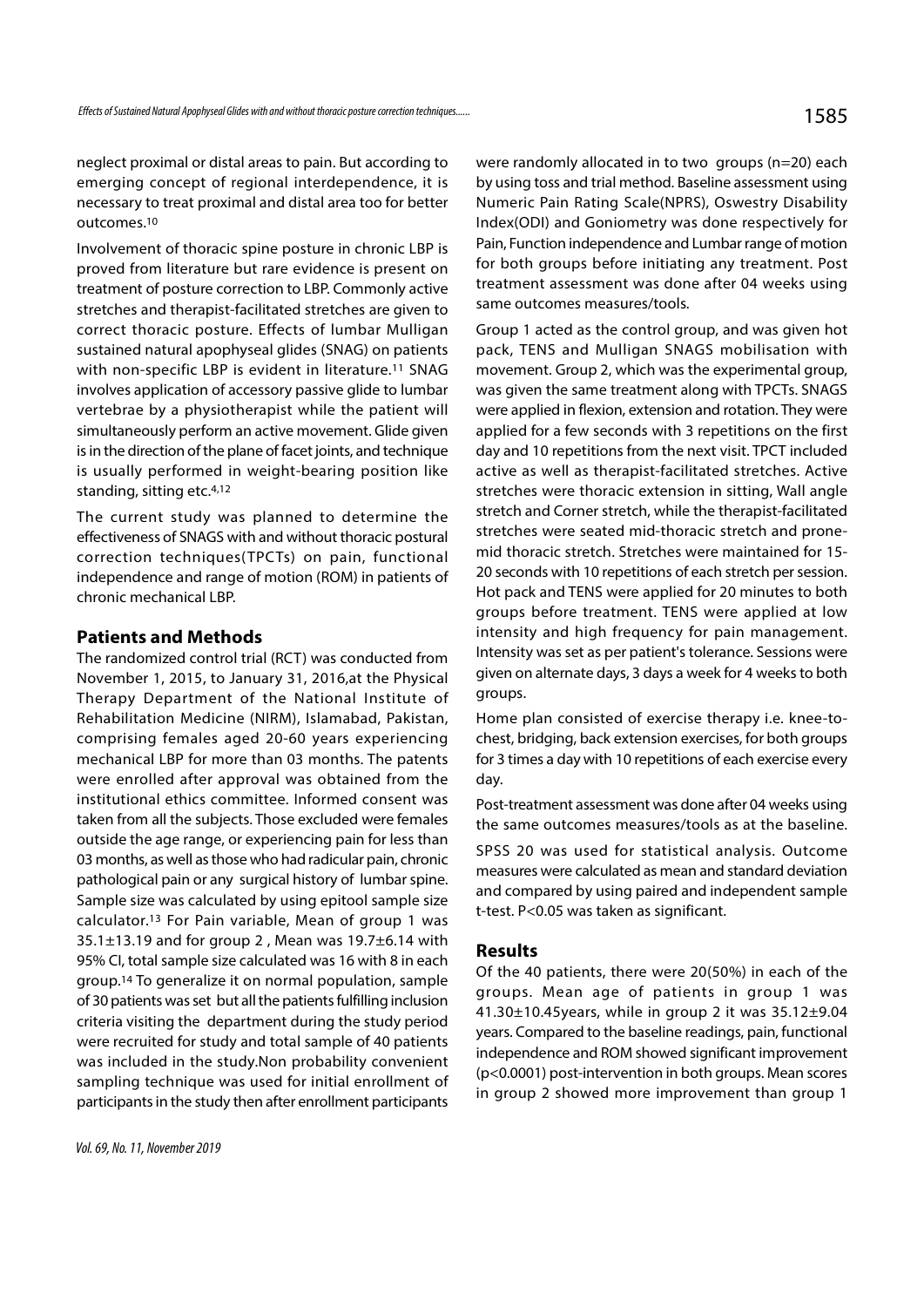neglect proximal or distal areas to pain. But according to emerging concept of regional interdependence, it is necessary to treat proximal and distal area too for better outcomes.[10]

Involvement of thoracic spine posture in chronic LBP is proved from literature but rare evidence is present on treatment of posture correction to LBP. Commonly active stretches and therapist-facilitated stretches are given to correct thoracic posture. Effects of lumbar Mulligan sustained natural apophyseal glides (SNAG) on patients with non-specific LBP is evident in literature.[11] SNAG involves application of accessory passive glide to lumbar vertebrae by a physiotherapist while the patient will simultaneously perform an active movement. Glide given is in the direction of the plane of facet joints, and technique is usually performed in weight-bearing position like standing, sitting etc.[4,12]

The current study was planned to determine the effectiveness of SNAGS with and without thoracic postural correction techniques(TPCTs) on pain, functional independence and range of motion (ROM) in patients of chronic mechanical LBP.

## Patients and Methods

The randomized control trial (RCT) was conducted from November 1, 2015, to January 31, 2016,at the Physical Therapy Department of the National Institute of Rehabilitation Medicine (NIRM), Islamabad, Pakistan, comprising females aged 20-60 years experiencing mechanical LBP for more than 03 months. The patents were enrolled after approval was obtained from the institutional ethics committee. Informed consent was taken from all the subjects. Those excluded were females outside the age range, or experiencing pain for less than 03 months, as well as those who had radicular pain, chronic pathological pain or any surgical history of lumbar spine. Sample size was calculated by using epitool sample size calculator.[13] For Pain variable, Mean of group 1 was 35.1±13.19 and for group 2 , Mean was 19.7±6.14 with 95% CI, total sample size calculated was 16 with 8 in each group.[14] To generalize it on normal population, sample of 30 patients was set but all the patients fulfilling inclusion criteria visiting the department during the study period were recruited for study and total sample of 40 patients was included in the study.Non probability convenient sampling technique was used for initial enrollment of participants in the study then after enrollment participants were randomly allocated in to two groups (n=20) each by using toss and trial method. Baseline assessment using Numeric Pain Rating Scale(NPRS), Oswestry Disability Index(ODI) and Goniometry was done respectively for Pain, Function independence and Lumbar range of motion for both groups before initiating any treatment. Post treatment assessment was done after 04 weeks using same outcomes measures/tools.

Group 1 acted as the control group, and was given hot pack, TENS and Mulligan SNAGS mobilisation with movement. Group 2, which was the experimental group, was given the same treatment along with TPCTs. SNAGS were applied in flexion, extension and rotation. They were applied for a few seconds with 3 repetitions on the first day and 10 repetitions from the next visit. TPCT included active as well as therapist-facilitated stretches. Active stretches were thoracic extension in sitting, Wall angle stretch and Corner stretch, while the therapist-facilitated stretches were seated mid-thoracic stretch and prone-mid thoracic stretch. Stretches were maintained for 15-20 seconds with 10 repetitions of each stretch per session. Hot pack and TENS were applied for 20 minutes to both groups before treatment. TENS were applied at low intensity and high frequency for pain management. Intensity was set as per patient's tolerance. Sessions were given on alternate days, 3 days a week for 4 weeks to both groups.

Home plan consisted of exercise therapy i.e. knee-to-chest, bridging, back extension exercises, for both groups for 3 times a day with 10 repetitions of each exercise every day.

Post-treatment assessment was done after 04 weeks using the same outcomes measures/tools as at the baseline.

SPSS 20 was used for statistical analysis. Outcome measures were calculated as mean and standard deviation and compared by using paired and independent sample t-test. P<0.05 was taken as significant.

## Results

Of the 40 patients, there were 20(50%) in each of the groups. Mean age of patients in group 1 was 41.30±10.45years, while in group 2 it was 35.12±9.04 years. Compared to the baseline readings, pain, functional independence and ROM showed significant improvement (p<0.0001) post-intervention in both groups. Mean scores in group 2 showed more improvement than group 1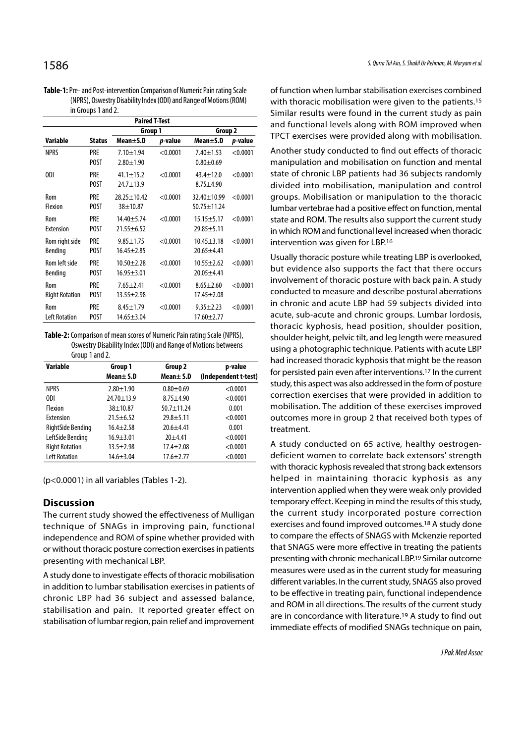**Table-1:** Pre- and Post-intervention Comparison of Numeric Pain rating Scale (NPRS), Oswestry Disability Index (ODI) and Range of Motions (ROM) in Groups 1 and 2.

| | | Paired T-Test | | | |
|---|---|---|---|---|---|
| | | Group 1 | | Group 2 | |
| **Variable** | **Status** | **Mean±S.D** | ***p*-value** | **Mean±S.D** | ***p*-value** |
| NPRS | PRE<br>POST | 7.10±1.94<br>2.80±1.90 | <0.0001 | 7.40±1.53<br>0.80±0.69 | <0.0001 |
| ODI | PRE<br>POST | 41.1±15.2<br>24.7±13.9 | <0.0001 | 43.4±12.0<br>8.75±4.90 | <0.0001 |
| Rom Flexion | PRE<br>POST | 28.25±10.42<br>38±10.87 | <0.0001 | 32.40±10.99<br>50.75±11.24 | <0.0001 |
| Rom Extension | PRE<br>POST | 14.40±5.74<br>21.55±6.52 | <0.0001 | 15.15±5.17<br>29.85±5.11 | <0.0001 |
| Rom right side Bending | PRE<br>POST | 9.85±1.75<br>16.45±2.85 | <0.0001 | 10.45±3.18<br>20.65±4.41 | <0.0001 |
| Rom left side Bending | PRE<br>POST | 10.50±2.28<br>16.95±3.01 | <0.0001 | 10.55±2.62<br>20.05±4.41 | <0.0001 |
| Rom Right Rotation | PRE<br>POST | 7.65±2.41<br>13.55±2.98 | <0.0001 | 8.65±2.60<br>17.45±2.08 | <0.0001 |
| Rom Left Rotation | PRE<br>POST | 8.45±1.79<br>14.65±3.04 | <0.0001 | 9.35±2.23<br>17.60±2.77 | <0.0001 |

**Table-2:** Comparison of mean scores of Numeric Pain rating Scale (NPRS), Oswestry Disability Index (ODI) and Range of Motions betweens Group 1 and 2.

| Variable | Group 1<br>Mean± S.D | Group 2<br>Mean± S.D | p-value<br>(Independent t-test) |
|---|---|---|---|
| NPRS | 2.80±1.90 | 0.80±0.69 | <0.0001 |
| ODI | 24.70±13.9 | 8.75±4.90 | <0.0001 |
| Flexion | 38±10.87 | 50.7±11.24 | 0.001 |
| Extension | 21.5±6.52 | 29.8±5.11 | <0.0001 |
| RightSide Bending | 16.4±2.58 | 20.6±4.41 | 0.001 |
| LeftSide Bending | 16.9±3.01 | 20±4.41 | <0.0001 |
| Right Rotation | 13.5±2.98 | 17.4±2.08 | <0.0001 |
| Left Rotation | 14.6±3.04 | 17.6±2.77 | <0.0001 |

($p<0.0001$) in all variables (Tables 1-2).

## Discussion

The current study showed the effectiveness of Mulligan technique of SNAGs in improving pain, functional independence and ROM of spine whether provided with or without thoracic posture correction exercises in patients presenting with mechanical LBP.

A study done to investigate effects of thoracic mobilisation in addition to lumbar stabilisation exercises in patients of chronic LBP had 36 subject and assessed balance, stabilisation and pain. It reported greater effect on stabilisation of lumbar region, pain relief and improvement of function when lumbar stabilisation exercises combined with thoracic mobilisation were given to the patients.[15] Similar results were found in the current study as pain and functional levels along with ROM improved when TPCT exercises were provided along with mobilisation.

Another study conducted to find out effects of thoracic manipulation and mobilisation on function and mental state of chronic LBP patients had 36 subjects randomly divided into mobilisation, manipulation and control groups. Mobilisation or manipulation to the thoracic lumbar vertebrae had a positive effect on function, mental state and ROM. The results also support the current study in which ROM and functional level increased when thoracic intervention was given for LBP.[16]

Usually thoracic posture while treating LBP is overlooked, but evidence also supports the fact that there occurs involvement of thoracic posture with back pain. A study conducted to measure and describe postural aberrations in chronic and acute LBP had 59 subjects divided into acute, sub-acute and chronic groups. Lumbar lordosis, thoracic kyphosis, head position, shoulder position, shoulder height, pelvic tilt, and leg length were measured using a photographic technique. Patients with acute LBP had increased thoracic kyphosis that might be the reason for persisted pain even after interventions.[17] In the current study, this aspect was also addressed in the form of posture correction exercises that were provided in addition to mobilisation. The addition of these exercises improved outcomes more in group 2 that received both types of treatment.

A study conducted on 65 active, healthy oestrogen-deficient women to correlate back extensors' strength with thoracic kyphosis revealed that strong back extensors helped in maintaining thoracic kyphosis as any intervention applied when they were weak only provided temporary effect. Keeping in mind the results of this study, the current study incorporated posture correction exercises and found improved outcomes.[18] A study done to compare the effects of SNAGS with Mckenzie reported that SNAGS were more effective in treating the patients presenting with chronic mechanical LBP.[19] Similar outcome measures were used as in the current study for measuring different variables. In the current study, SNAGS also proved to be effective in treating pain, functional independence and ROM in all directions. The results of the current study are in concordance with literature.[19] A study to find out immediate effects of modified SNAGs technique on pain,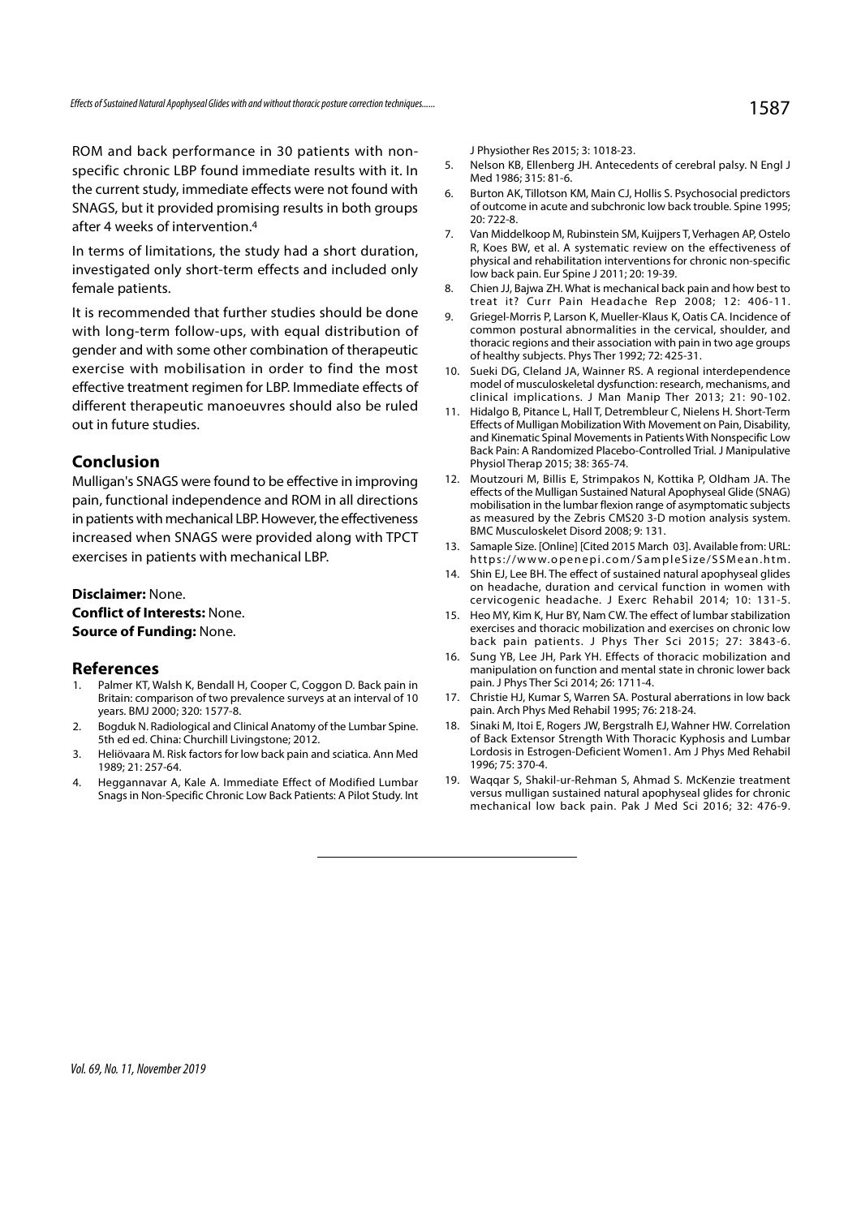ROM and back performance in 30 patients with non-specific chronic LBP found immediate results with it. In the current study, immediate effects were not found with SNAGS, but it provided promising results in both groups after 4 weeks of intervention.[4]

In terms of limitations, the study had a short duration, investigated only short-term effects and included only female patients.

It is recommended that further studies should be done with long-term follow-ups, with equal distribution of gender and with some other combination of therapeutic exercise with mobilisation in order to find the most effective treatment regimen for LBP. Immediate effects of different therapeutic manoeuvres should also be ruled out in future studies.

## Conclusion

Mulligan's SNAGS were found to be effective in improving pain, functional independence and ROM in all directions in patients with mechanical LBP. However, the effectiveness increased when SNAGS were provided along with TPCT exercises in patients with mechanical LBP.

**Disclaimer:** None.
**Conflict of Interests:** None.
**Source of Funding:** None.

## References

1. Palmer KT, Walsh K, Bendall H, Cooper C, Coggon D. Back pain in Britain: comparison of two prevalence surveys at an interval of 10 years. BMJ 2000; 320: 1577-8.
2. Bogduk N. Radiological and Clinical Anatomy of the Lumbar Spine. 5th ed ed. China: Churchill Livingstone; 2012.
3. Heliövaara M. Risk factors for low back pain and sciatica. Ann Med 1989; 21: 257-64.
4. Heggannavar A, Kale A. Immediate Effect of Modified Lumbar Snags in Non-Specific Chronic Low Back Patients: A Pilot Study. Int J Physiother Res 2015; 3: 1018-23.
5. Nelson KB, Ellenberg JH. Antecedents of cerebral palsy. N Engl J Med 1986; 315: 81-6.
6. Burton AK, Tillotson KM, Main CJ, Hollis S. Psychosocial predictors of outcome in acute and subchronic low back trouble. Spine 1995; 20: 722-8.
7. Van Middelkoop M, Rubinstein SM, Kuijpers T, Verhagen AP, Ostelo R, Koes BW, et al. A systematic review on the effectiveness of physical and rehabilitation interventions for chronic non-specific low back pain. Eur Spine J 2011; 20: 19-39.
8. Chien JJ, Bajwa ZH. What is mechanical back pain and how best to treat it? Curr Pain Headache Rep 2008; 12: 406-11.
9. Griegel-Morris P, Larson K, Mueller-Klaus K, Oatis CA. Incidence of common postural abnormalities in the cervical, shoulder, and thoracic regions and their association with pain in two age groups of healthy subjects. Phys Ther 1992; 72: 425-31.
10. Sueki DG, Cleland JA, Wainner RS. A regional interdependence model of musculoskeletal dysfunction: research, mechanisms, and clinical implications. J Man Manip Ther 2013; 21: 90-102.
11. Hidalgo B, Pitance L, Hall T, Detrembleur C, Nielens H. Short-Term Effects of Mulligan Mobilization With Movement on Pain, Disability, and Kinematic Spinal Movements in Patients With Nonspecific Low Back Pain: A Randomized Placebo-Controlled Trial. J Manipulative Physiol Therap 2015; 38: 365-74.
12. Moutzouri M, Billis E, Strimpakos N, Kottika P, Oldham JA. The effects of the Mulligan Sustained Natural Apophyseal Glide (SNAG) mobilisation in the lumbar flexion range of asymptomatic subjects as measured by the Zebris CMS20 3-D motion analysis system. BMC Musculoskelet Disord 2008; 9: 131.
13. Samaple Size. [Online] [Cited 2015 March 03]. Available from: URL: https://www.openepi.com/SampleSize/SSMean.htm.
14. Shin EJ, Lee BH. The effect of sustained natural apophyseal glides on headache, duration and cervical function in women with cervicogenic headache. J Exerc Rehabil 2014; 10: 131-5.
15. Heo MY, Kim K, Hur BY, Nam CW. The effect of lumbar stabilization exercises and thoracic mobilization and exercises on chronic low back pain patients. J Phys Ther Sci 2015; 27: 3843-6.
16. Sung YB, Lee JH, Park YH. Effects of thoracic mobilization and manipulation on function and mental state in chronic lower back pain. J Phys Ther Sci 2014; 26: 1711-4.
17. Christie HJ, Kumar S, Warren SA. Postural aberrations in low back pain. Arch Phys Med Rehabil 1995; 76: 218-24.
18. Sinaki M, Itoi E, Rogers JW, Bergstralh EJ, Wahner HW. Correlation of Back Extensor Strength With Thoracic Kyphosis and Lumbar Lordosis in Estrogen-Deficient Women1. Am J Phys Med Rehabil 1996; 75: 370-4.
19. Waqqar S, Shakil-ur-Rehman S, Ahmad S. McKenzie treatment versus mulligan sustained natural apophyseal glides for chronic mechanical low back pain. Pak J Med Sci 2016; 32: 476-9.